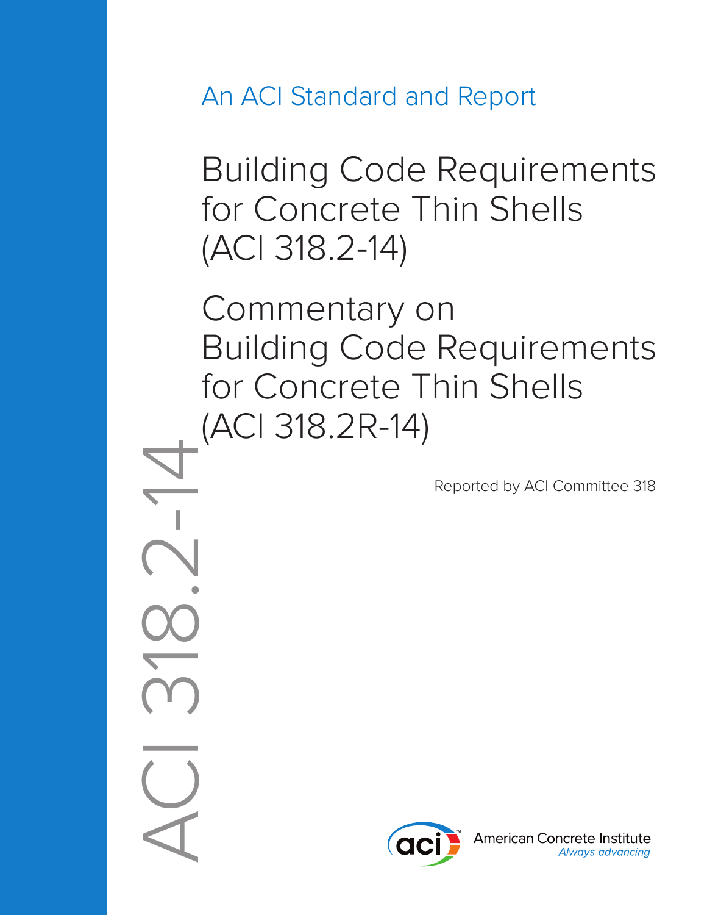An ACI Standard and Report

# Building Code Requirements for Concrete Thin Shells (ACI 318.2-14)

# Commentary on Building Code Requirements for Concrete Thin Shells (ACI 318.2R-14)

Reported by ACI Committee 318

ACI 318.2-14

American Concrete Institute
*Always advancing*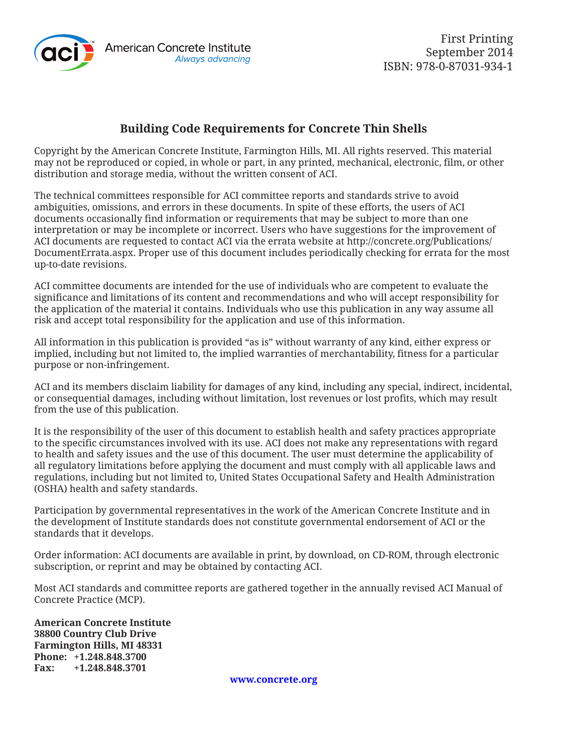American Concrete Institute
*Always advancing*

First Printing
September 2014
ISBN: 978-0-87031-934-1

## Building Code Requirements for Concrete Thin Shells

Copyright by the American Concrete Institute, Farmington Hills, MI. All rights reserved. This material may not be reproduced or copied, in whole or part, in any printed, mechanical, electronic, film, or other distribution and storage media, without the written consent of ACI.

The technical committees responsible for ACI committee reports and standards strive to avoid ambiguities, omissions, and errors in these documents. In spite of these efforts, the users of ACI documents occasionally find information or requirements that may be subject to more than one interpretation or may be incomplete or incorrect. Users who have suggestions for the improvement of ACI documents are requested to contact ACI via the errata website at http://concrete.org/Publications/DocumentErrata.aspx. Proper use of this document includes periodically checking for errata for the most up-to-date revisions.

ACI committee documents are intended for the use of individuals who are competent to evaluate the significance and limitations of its content and recommendations and who will accept responsibility for the application of the material it contains. Individuals who use this publication in any way assume all risk and accept total responsibility for the application and use of this information.

All information in this publication is provided "as is" without warranty of any kind, either express or implied, including but not limited to, the implied warranties of merchantability, fitness for a particular purpose or non-infringement.

ACI and its members disclaim liability for damages of any kind, including any special, indirect, incidental, or consequential damages, including without limitation, lost revenues or lost profits, which may result from the use of this publication.

It is the responsibility of the user of this document to establish health and safety practices appropriate to the specific circumstances involved with its use. ACI does not make any representations with regard to health and safety issues and the use of this document. The user must determine the applicability of all regulatory limitations before applying the document and must comply with all applicable laws and regulations, including but not limited to, United States Occupational Safety and Health Administration (OSHA) health and safety standards.

Participation by governmental representatives in the work of the American Concrete Institute and in the development of Institute standards does not constitute governmental endorsement of ACI or the standards that it develops.

Order information: ACI documents are available in print, by download, on CD-ROM, through electronic subscription, or reprint and may be obtained by contacting ACI.

Most ACI standards and committee reports are gathered together in the annually revised ACI Manual of Concrete Practice (MCP).

**American Concrete Institute**
**38800 Country Club Drive**
**Farmington Hills, MI 48331**
**Phone: +1.248.848.3700**
**Fax: +1.248.848.3701**

**www.concrete.org**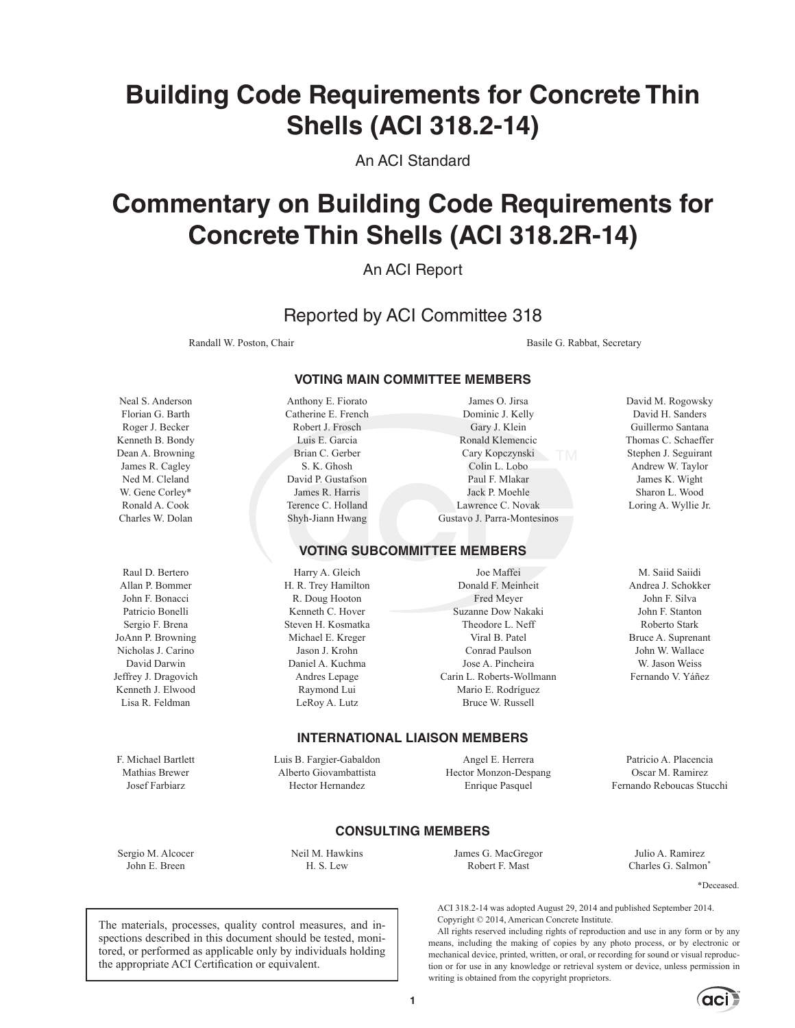# Building Code Requirements for Concrete Thin Shells (ACI 318.2-14)

An ACI Standard

# Commentary on Building Code Requirements for Concrete Thin Shells (ACI 318.2R-14)

An ACI Report

## Reported by ACI Committee 318

Randall W. Poston, Chair

Basile G. Rabbat, Secretary

### VOTING MAIN COMMITTEE MEMBERS

Neal S. Anderson
Florian G. Barth
Roger J. Becker
Kenneth B. Bondy
Dean A. Browning
James R. Cagley
Ned M. Cleland
W. Gene Corley*
Ronald A. Cook
Charles W. Dolan
Anthony E. Fiorato
Catherine E. French
Robert J. Frosch
Luis E. Garcia
Brian C. Gerber
S. K. Ghosh
David P. Gustafson
James R. Harris
Terence C. Holland
Shyh-Jiann Hwang
James O. Jirsa
Dominic J. Kelly
Gary J. Klein
Ronald Klemencic
Cary Kopczynski
Colin L. Lobo
Paul F. Mlakar
Jack P. Moehle
Lawrence C. Novak
Gustavo J. Parra-Montesinos
David M. Rogowsky
David H. Sanders
Guillermo Santana
Thomas C. Schaeffer
Stephen J. Seguirant
Andrew W. Taylor
James K. Wight
Sharon L. Wood
Loring A. Wyllie Jr.

### VOTING SUBCOMMITTEE MEMBERS

Raul D. Bertero
Allan P. Bommer
John F. Bonacci
Patricio Bonelli
Sergio F. Brena
JoAnn P. Browning
Nicholas J. Carino
David Darwin
Jeffrey J. Dragovich
Kenneth J. Elwood
Lisa R. Feldman
Harry A. Gleich
H. R. Trey Hamilton
R. Doug Hooton
Kenneth C. Hover
Steven H. Kosmatka
Michael E. Kreger
Jason J. Krohn
Daniel A. Kuchma
Andres Lepage
Raymond Lui
LeRoy A. Lutz
Joe Maffei
Donald F. Meinheit
Fred Meyer
Suzanne Dow Nakaki
Theodore L. Neff
Viral B. Patel
Conrad Paulson
Jose A. Pincheira
Carin L. Roberts-Wollmann
Mario E. Rodríguez
Bruce W. Russell
M. Saiid Saiidi
Andrea J. Schokker
John F. Silva
John F. Stanton
Roberto Stark
Bruce A. Suprenant
John W. Wallace
W. Jason Weiss
Fernando V. Yáñez

### INTERNATIONAL LIAISON MEMBERS

F. Michael Bartlett
Mathias Brewer
Josef Farbiarz
Luis B. Fargier-Gabaldon
Alberto Giovambattista
Hector Hernandez
Angel E. Herrera
Hector Monzon-Despang
Enrique Pasquel
Patricio A. Placencia
Oscar M. Ramirez
Fernando Reboucas Stucchi

### CONSULTING MEMBERS

Sergio M. Alcocer
John E. Breen
Neil M. Hawkins
H. S. Lew
James G. MacGregor
Robert F. Mast
Julio A. Ramirez
Charles G. Salmon*

*Deceased.

The materials, processes, quality control measures, and inspections described in this document should be tested, monitored, or performed as applicable only by individuals holding the appropriate ACI Certification or equivalent.

ACI 318.2-14 was adopted August 29, 2014 and published September 2014.
Copyright © 2014, American Concrete Institute.

All rights reserved including rights of reproduction and use in any form or by any means, including the making of copies by any photo process, or by electronic or mechanical device, printed, written, or oral, or recording for sound or visual reproduction or for use in any knowledge or retrieval system or device, unless permission in writing is obtained from the copyright proprietors.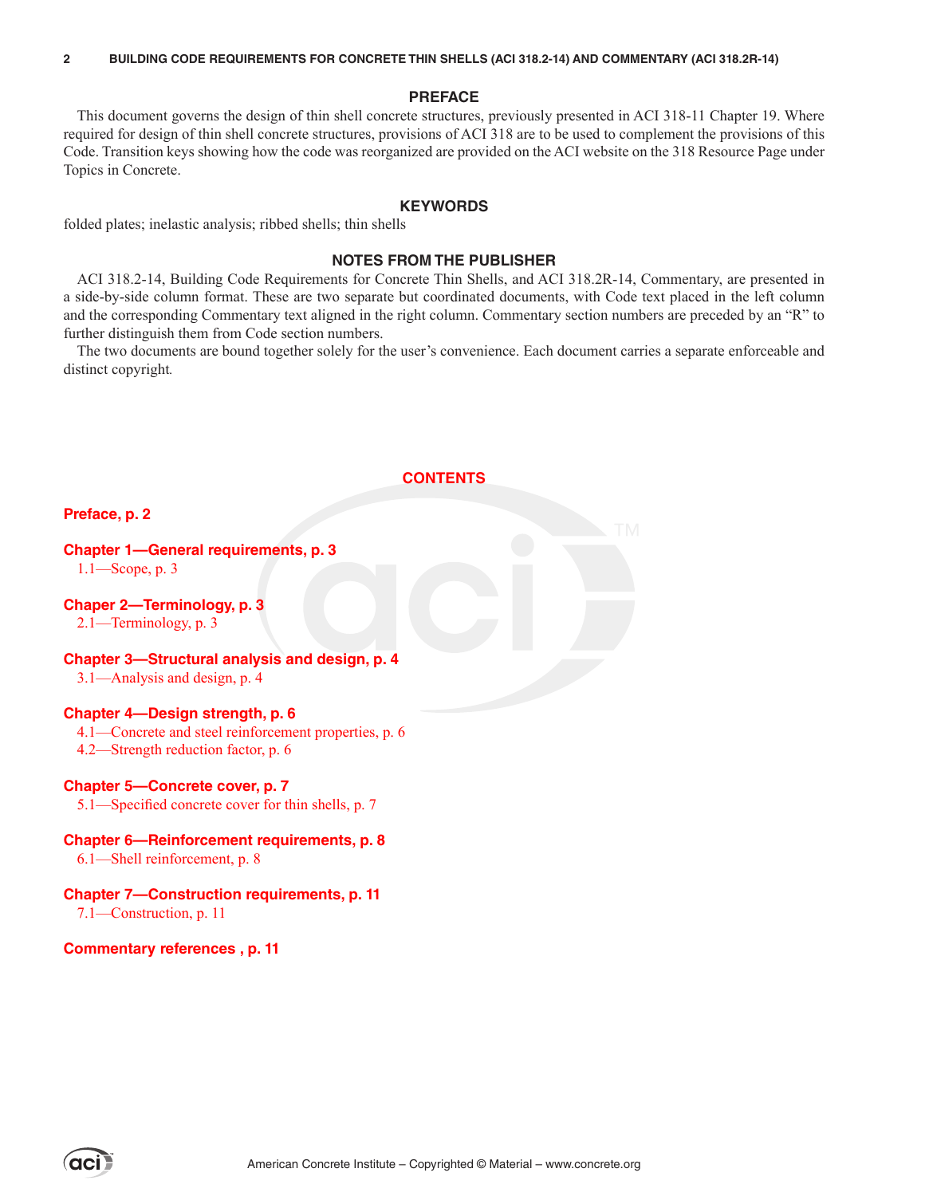## PREFACE

This document governs the design of thin shell concrete structures, previously presented in ACI 318-11 Chapter 19. Where required for design of thin shell concrete structures, provisions of ACI 318 are to be used to complement the provisions of this Code. Transition keys showing how the code was reorganized are provided on the ACI website on the 318 Resource Page under Topics in Concrete.

## KEYWORDS

folded plates; inelastic analysis; ribbed shells; thin shells

## NOTES FROM THE PUBLISHER

ACI 318.2-14, Building Code Requirements for Concrete Thin Shells, and ACI 318.2R-14, Commentary, are presented in a side-by-side column format. These are two separate but coordinated documents, with Code text placed in the left column and the corresponding Commentary text aligned in the right column. Commentary section numbers are preceded by an "R" to further distinguish them from Code section numbers.

The two documents are bound together solely for the user's convenience. Each document carries a separate enforceable and distinct copyright.

## CONTENTS

**Preface, p. 2**

**Chapter 1—General requirements, p. 3**
- 1.1—Scope, p. 3

**Chaper 2—Terminology, p. 3**
- 2.1—Terminology, p. 3

**Chapter 3—Structural analysis and design, p. 4**
- 3.1—Analysis and design, p. 4

**Chapter 4—Design strength, p. 6**
- 4.1—Concrete and steel reinforcement properties, p. 6
- 4.2—Strength reduction factor, p. 6

**Chapter 5—Concrete cover, p. 7**
- 5.1—Specified concrete cover for thin shells, p. 7

**Chapter 6—Reinforcement requirements, p. 8**
- 6.1—Shell reinforcement, p. 8

**Chapter 7—Construction requirements, p. 11**
- 7.1—Construction, p. 11

**Commentary references , p. 11**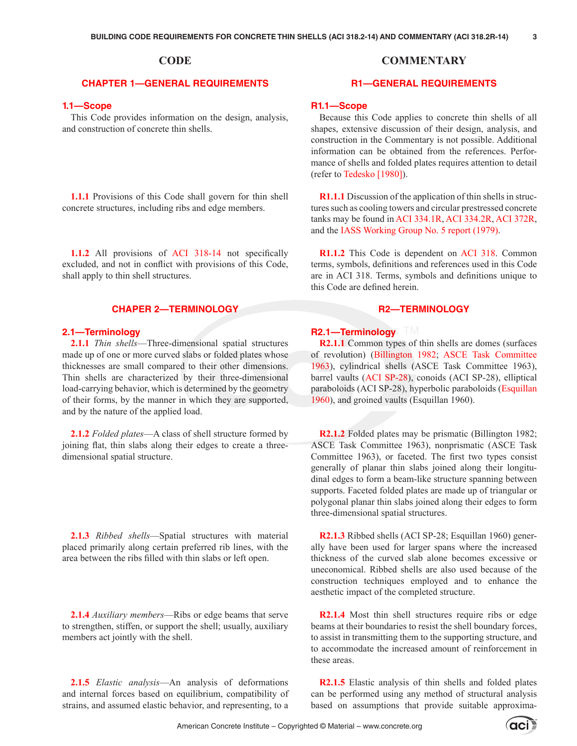## CODE

# CHAPTER 1—GENERAL REQUIREMENTS

### 1.1—Scope

This Code provides information on the design, analysis, and construction of concrete thin shells.

**1.1.1** Provisions of this Code shall govern for thin shell concrete structures, including ribs and edge members.

**1.1.2** All provisions of ACI 318-14 not specifically excluded, and not in conflict with provisions of this Code, shall apply to thin shell structures.

# CHAPER 2—TERMINOLOGY

### 2.1—Terminology

**2.1.1** *Thin shells*—Three-dimensional spatial structures made up of one or more curved slabs or folded plates whose thicknesses are small compared to their other dimensions. Thin shells are characterized by their three-dimensional load-carrying behavior, which is determined by the geometry of their forms, by the manner in which they are supported, and by the nature of the applied load.

**2.1.2** *Folded plates*—A class of shell structure formed by joining flat, thin slabs along their edges to create a three-dimensional spatial structure.

**2.1.3** *Ribbed shells*—Spatial structures with material placed primarily along certain preferred rib lines, with the area between the ribs filled with thin slabs or left open.

**2.1.4** *Auxiliary members*—Ribs or edge beams that serve to strengthen, stiffen, or support the shell; usually, auxiliary members act jointly with the shell.

**2.1.5** *Elastic analysis*—An analysis of deformations and internal forces based on equilibrium, compatibility of strains, and assumed elastic behavior, and representing, to a

## COMMENTARY

# R1—GENERAL REQUIREMENTS

### R1.1—Scope

Because this Code applies to concrete thin shells of all shapes, extensive discussion of their design, analysis, and construction in the Commentary is not possible. Additional information can be obtained from the references. Performance of shells and folded plates requires attention to detail (refer to Tedesko [1980]).

**R1.1.1** Discussion of the application of thin shells in structures such as cooling towers and circular prestressed concrete tanks may be found in ACI 334.1R, ACI 334.2R, ACI 372R, and the IASS Working Group No. 5 report (1979).

**R1.1.2** This Code is dependent on ACI 318. Common terms, symbols, definitions and references used in this Code are in ACI 318. Terms, symbols and definitions unique to this Code are defined herein.

# R2—TERMINOLOGY

### R2.1—Terminology

**R2.1.1** Common types of thin shells are domes (surfaces of revolution) (Billington 1982; ASCE Task Committee 1963), cylindrical shells (ASCE Task Committee 1963), barrel vaults (ACI SP-28), conoids (ACI SP-28), elliptical paraboloids (ACI SP-28), hyperbolic paraboloids (Esquillan 1960), and groined vaults (Esquillan 1960).

**R2.1.2** Folded plates may be prismatic (Billington 1982; ASCE Task Committee 1963), nonprismatic (ASCE Task Committee 1963), or faceted. The first two types consist generally of planar thin slabs joined along their longitudinal edges to form a beam-like structure spanning between supports. Faceted folded plates are made up of triangular or polygonal planar thin slabs joined along their edges to form three-dimensional spatial structures.

**R2.1.3** Ribbed shells (ACI SP-28; Esquillan 1960) generally have been used for larger spans where the increased thickness of the curved slab alone becomes excessive or uneconomical. Ribbed shells are also used because of the construction techniques employed and to enhance the aesthetic impact of the completed structure.

**R2.1.4** Most thin shell structures require ribs or edge beams at their boundaries to resist the shell boundary forces, to assist in transmitting them to the supporting structure, and to accommodate the increased amount of reinforcement in these areas.

**R2.1.5** Elastic analysis of thin shells and folded plates can be performed using any method of structural analysis based on assumptions that provide suitable approxima-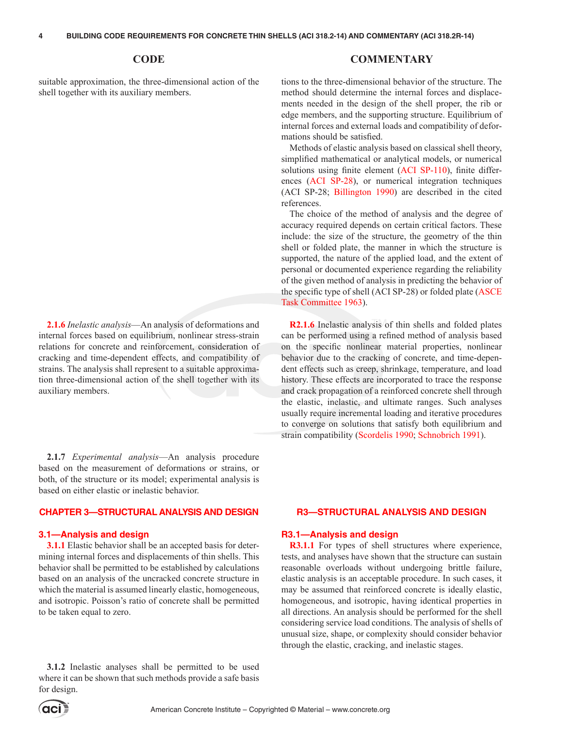## CODE

suitable approximation, the three-dimensional action of the shell together with its auxiliary members.

## COMMENTARY

tions to the three-dimensional behavior of the structure. The method should determine the internal forces and displacements needed in the design of the shell proper, the rib or edge members, and the supporting structure. Equilibrium of internal forces and external loads and compatibility of deformations should be satisfied.

Methods of elastic analysis based on classical shell theory, simplified mathematical or analytical models, or numerical solutions using finite element (ACI SP-110), finite differences (ACI SP-28), or numerical integration techniques (ACI SP-28; Billington 1990) are described in the cited references.

The choice of the method of analysis and the degree of accuracy required depends on certain critical factors. These include: the size of the structure, the geometry of the thin shell or folded plate, the manner in which the structure is supported, the nature of the applied load, and the extent of personal or documented experience regarding the reliability of the given method of analysis in predicting the behavior of the specific type of shell (ACI SP-28) or folded plate (ASCE Task Committee 1963).

**2.1.6** *Inelastic analysis*—An analysis of deformations and internal forces based on equilibrium, nonlinear stress-strain relations for concrete and reinforcement, consideration of cracking and time-dependent effects, and compatibility of strains. The analysis shall represent to a suitable approximation three-dimensional action of the shell together with its auxiliary members.

**R2.1.6** Inelastic analysis of thin shells and folded plates can be performed using a refined method of analysis based on the specific nonlinear material properties, nonlinear behavior due to the cracking of concrete, and time-dependent effects such as creep, shrinkage, temperature, and load history. These effects are incorporated to trace the response and crack propagation of a reinforced concrete shell through the elastic, inelastic, and ultimate ranges. Such analyses usually require incremental loading and iterative procedures to converge on solutions that satisfy both equilibrium and strain compatibility (Scordelis 1990; Schnobrich 1991).

**2.1.7** *Experimental analysis*—An analysis procedure based on the measurement of deformations or strains, or both, of the structure or its model; experimental analysis is based on either elastic or inelastic behavior.

# CHAPTER 3—STRUCTURAL ANALYSIS AND DESIGN

## 3.1—Analysis and design

**3.1.1** Elastic behavior shall be an accepted basis for determining internal forces and displacements of thin shells. This behavior shall be permitted to be established by calculations based on an analysis of the uncracked concrete structure in which the material is assumed linearly elastic, homogeneous, and isotropic. Poisson's ratio of concrete shall be permitted to be taken equal to zero.

**3.1.2** Inelastic analyses shall be permitted to be used where it can be shown that such methods provide a safe basis for design.

# R3—STRUCTURAL ANALYSIS AND DESIGN

## R3.1—Analysis and design

**R3.1.1** For types of shell structures where experience, tests, and analyses have shown that the structure can sustain reasonable overloads without undergoing brittle failure, elastic analysis is an acceptable procedure. In such cases, it may be assumed that reinforced concrete is ideally elastic, homogeneous, and isotropic, having identical properties in all directions. An analysis should be performed for the shell considering service load conditions. The analysis of shells of unusual size, shape, or complexity should consider behavior through the elastic, cracking, and inelastic stages.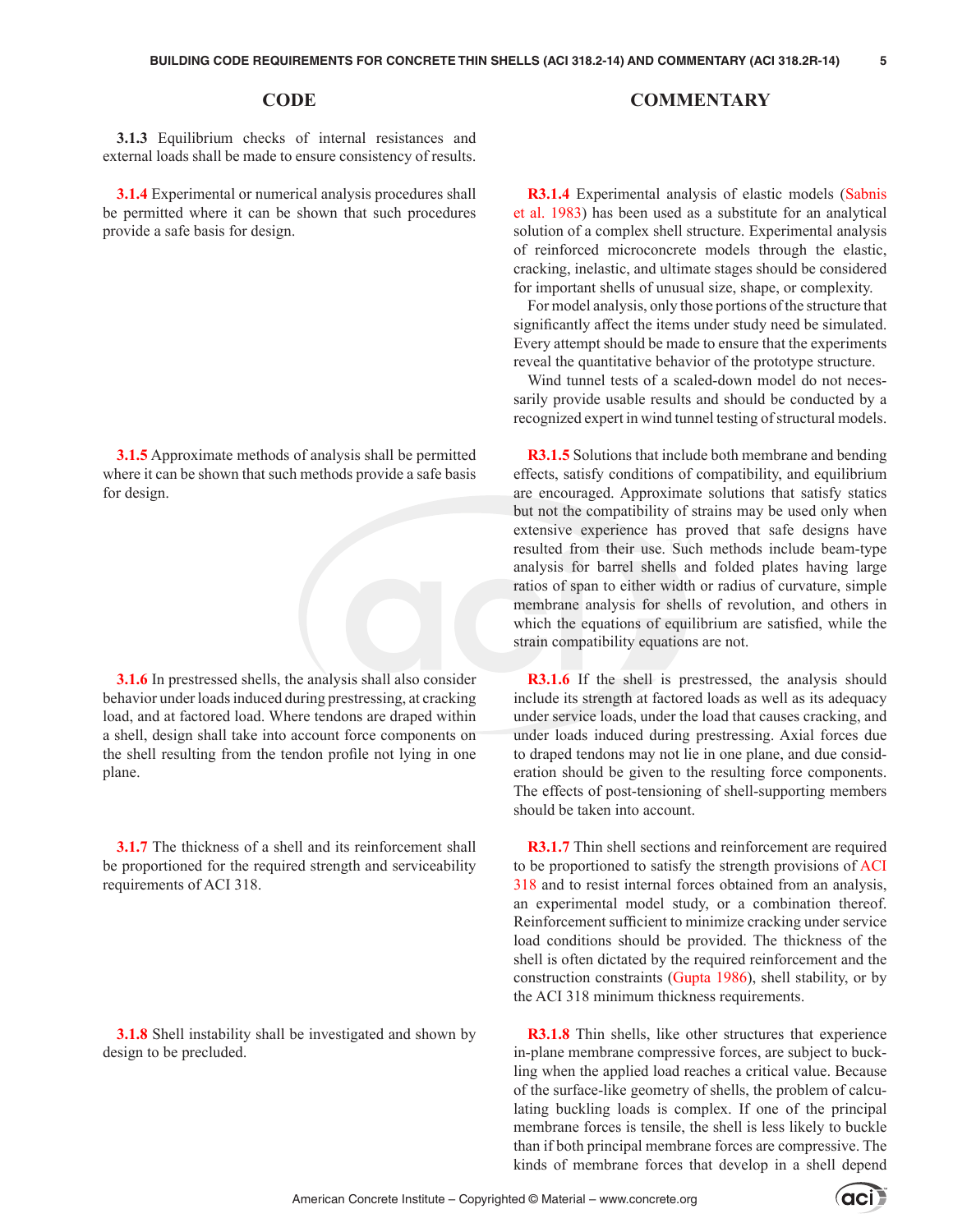## CODE

**3.1.3** Equilibrium checks of internal resistances and external loads shall be made to ensure consistency of results.

**3.1.4** Experimental or numerical analysis procedures shall be permitted where it can be shown that such procedures provide a safe basis for design.

**3.1.5** Approximate methods of analysis shall be permitted where it can be shown that such methods provide a safe basis for design.

**3.1.6** In prestressed shells, the analysis shall also consider behavior under loads induced during prestressing, at cracking load, and at factored load. Where tendons are draped within a shell, design shall take into account force components on the shell resulting from the tendon profile not lying in one plane.

**3.1.7** The thickness of a shell and its reinforcement shall be proportioned for the required strength and serviceability requirements of ACI 318.

**3.1.8** Shell instability shall be investigated and shown by design to be precluded.

## COMMENTARY

**R3.1.4** Experimental analysis of elastic models (Sabnis et al. 1983) has been used as a substitute for an analytical solution of a complex shell structure. Experimental analysis of reinforced microconcrete models through the elastic, cracking, inelastic, and ultimate stages should be considered for important shells of unusual size, shape, or complexity.

For model analysis, only those portions of the structure that significantly affect the items under study need be simulated. Every attempt should be made to ensure that the experiments reveal the quantitative behavior of the prototype structure.

Wind tunnel tests of a scaled-down model do not necessarily provide usable results and should be conducted by a recognized expert in wind tunnel testing of structural models.

**R3.1.5** Solutions that include both membrane and bending effects, satisfy conditions of compatibility, and equilibrium are encouraged. Approximate solutions that satisfy statics but not the compatibility of strains may be used only when extensive experience has proved that safe designs have resulted from their use. Such methods include beam-type analysis for barrel shells and folded plates having large ratios of span to either width or radius of curvature, simple membrane analysis for shells of revolution, and others in which the equations of equilibrium are satisfied, while the strain compatibility equations are not.

**R3.1.6** If the shell is prestressed, the analysis should include its strength at factored loads as well as its adequacy under service loads, under the load that causes cracking, and under loads induced during prestressing. Axial forces due to draped tendons may not lie in one plane, and due consideration should be given to the resulting force components. The effects of post-tensioning of shell-supporting members should be taken into account.

**R3.1.7** Thin shell sections and reinforcement are required to be proportioned to satisfy the strength provisions of ACI 318 and to resist internal forces obtained from an analysis, an experimental model study, or a combination thereof. Reinforcement sufficient to minimize cracking under service load conditions should be provided. The thickness of the shell is often dictated by the required reinforcement and the construction constraints (Gupta 1986), shell stability, or by the ACI 318 minimum thickness requirements.

**R3.1.8** Thin shells, like other structures that experience in-plane membrane compressive forces, are subject to buckling when the applied load reaches a critical value. Because of the surface-like geometry of shells, the problem of calculating buckling loads is complex. If one of the principal membrane forces is tensile, the shell is less likely to buckle than if both principal membrane forces are compressive. The kinds of membrane forces that develop in a shell depend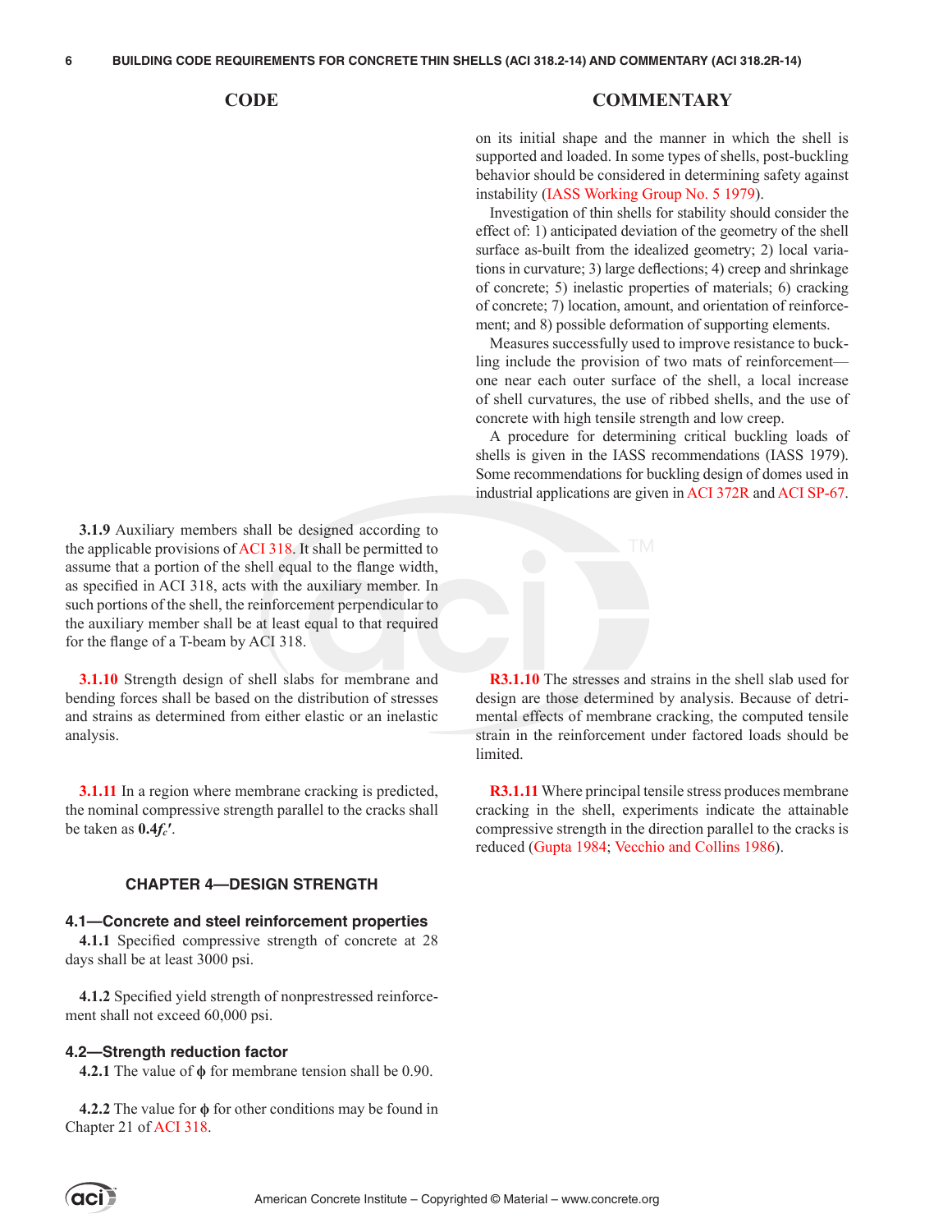on its initial shape and the manner in which the shell is supported and loaded. In some types of shells, post-buckling behavior should be considered in determining safety against instability (IASS Working Group No. 5 1979).

Investigation of thin shells for stability should consider the effect of: 1) anticipated deviation of the geometry of the shell surface as-built from the idealized geometry; 2) local variations in curvature; 3) large deflections; 4) creep and shrinkage of concrete; 5) inelastic properties of materials; 6) cracking of concrete; 7) location, amount, and orientation of reinforcement; and 8) possible deformation of supporting elements.

Measures successfully used to improve resistance to buckling include the provision of two mats of reinforcement—one near each outer surface of the shell, a local increase of shell curvatures, the use of ribbed shells, and the use of concrete with high tensile strength and low creep.

A procedure for determining critical buckling loads of shells is given in the IASS recommendations (IASS 1979). Some recommendations for buckling design of domes used in industrial applications are given in ACI 372R and ACI SP-67.

**3.1.9** Auxiliary members shall be designed according to the applicable provisions of ACI 318. It shall be permitted to assume that a portion of the shell equal to the flange width, as specified in ACI 318, acts with the auxiliary member. In such portions of the shell, the reinforcement perpendicular to the auxiliary member shall be at least equal to that required for the flange of a T-beam by ACI 318.

**3.1.10** Strength design of shell slabs for membrane and bending forces shall be based on the distribution of stresses and strains as determined from either elastic or an inelastic analysis.

**R3.1.10** The stresses and strains in the shell slab used for design are those determined by analysis. Because of detrimental effects of membrane cracking, the computed tensile strain in the reinforcement under factored loads should be limited.

**3.1.11** In a region where membrane cracking is predicted, the nominal compressive strength parallel to the cracks shall be taken as $\mathbf{0.4}f_c'$.

**R3.1.11** Where principal tensile stress produces membrane cracking in the shell, experiments indicate the attainable compressive strength in the direction parallel to the cracks is reduced (Gupta 1984; Vecchio and Collins 1986).

## CHAPTER 4—DESIGN STRENGTH

### 4.1—Concrete and steel reinforcement properties

**4.1.1** Specified compressive strength of concrete at 28 days shall be at least 3000 psi.

**4.1.2** Specified yield strength of nonprestressed reinforcement shall not exceed 60,000 psi.

### 4.2—Strength reduction factor

**4.2.1** The value of $\phi$ for membrane tension shall be 0.90.

**4.2.2** The value for $\phi$ for other conditions may be found in Chapter 21 of ACI 318.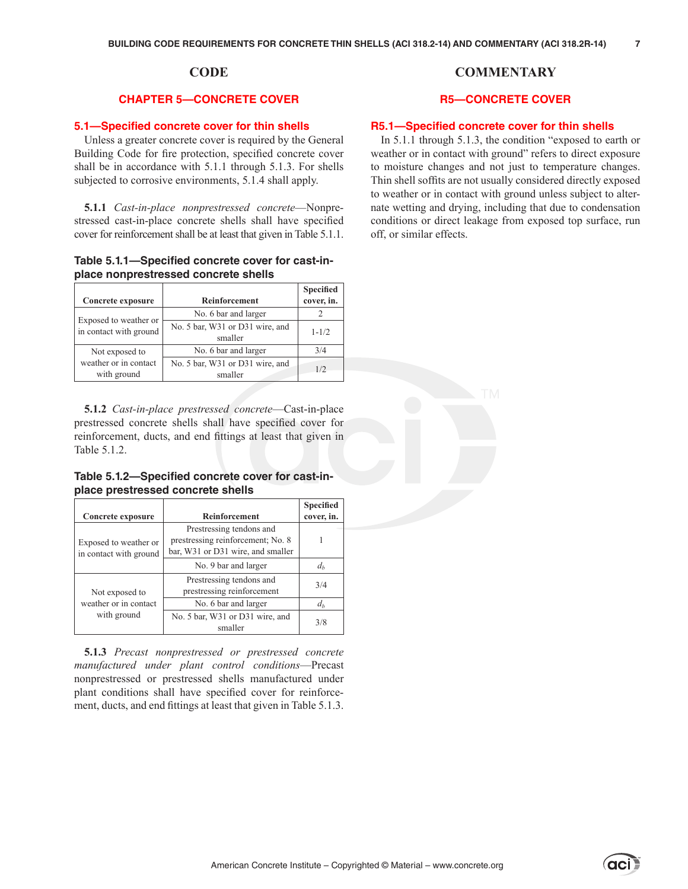# CODE

## CHAPTER 5—CONCRETE COVER

### 5.1—Specified concrete cover for thin shells

Unless a greater concrete cover is required by the General Building Code for fire protection, specified concrete cover shall be in accordance with 5.1.1 through 5.1.3. For shells subjected to corrosive environments, 5.1.4 shall apply.

**5.1.1** *Cast-in-place nonprestressed concrete*—Nonprestressed cast-in-place concrete shells shall have specified cover for reinforcement shall be at least that given in Table 5.1.1.

**Table 5.1.1—Specified concrete cover for cast-in-place nonprestressed concrete shells**

| Concrete exposure | Reinforcement | Specified cover, in. |
|---|---|---|
| Exposed to weather or in contact with ground | No. 6 bar and larger | 2 |
| | No. 5 bar, W31 or D31 wire, and smaller | 1-1/2 |
| Not exposed to weather or in contact with ground | No. 6 bar and larger | 3/4 |
| | No. 5 bar, W31 or D31 wire, and smaller | 1/2 |

**5.1.2** *Cast-in-place prestressed concrete*—Cast-in-place prestressed concrete shells shall have specified cover for reinforcement, ducts, and end fittings at least that given in Table 5.1.2.

**Table 5.1.2—Specified concrete cover for cast-in-place prestressed concrete shells**

| Concrete exposure | Reinforcement | Specified cover, in. |
|---|---|---|
| Exposed to weather or in contact with ground | Prestressing tendons and prestressing reinforcement; No. 8 bar, W31 or D31 wire, and smaller | 1 |
| | No. 9 bar and larger | $d_b$ |
| Not exposed to weather or in contact with ground | Prestressing tendons and prestressing reinforcement | 3/4 |
| | No. 6 bar and larger | $d_b$ |
| | No. 5 bar, W31 or D31 wire, and smaller | 3/8 |

**5.1.3** *Precast nonprestressed or prestressed concrete manufactured under plant control conditions*—Precast nonprestressed or prestressed shells manufactured under plant conditions shall have specified cover for reinforcement, ducts, and end fittings at least that given in Table 5.1.3.

# COMMENTARY

## R5—CONCRETE COVER

### R5.1—Specified concrete cover for thin shells

In 5.1.1 through 5.1.3, the condition "exposed to earth or weather or in contact with ground" refers to direct exposure to moisture changes and not just to temperature changes. Thin shell soffits are not usually considered directly exposed to weather or in contact with ground unless subject to alternate wetting and drying, including that due to condensation conditions or direct leakage from exposed top surface, run off, or similar effects.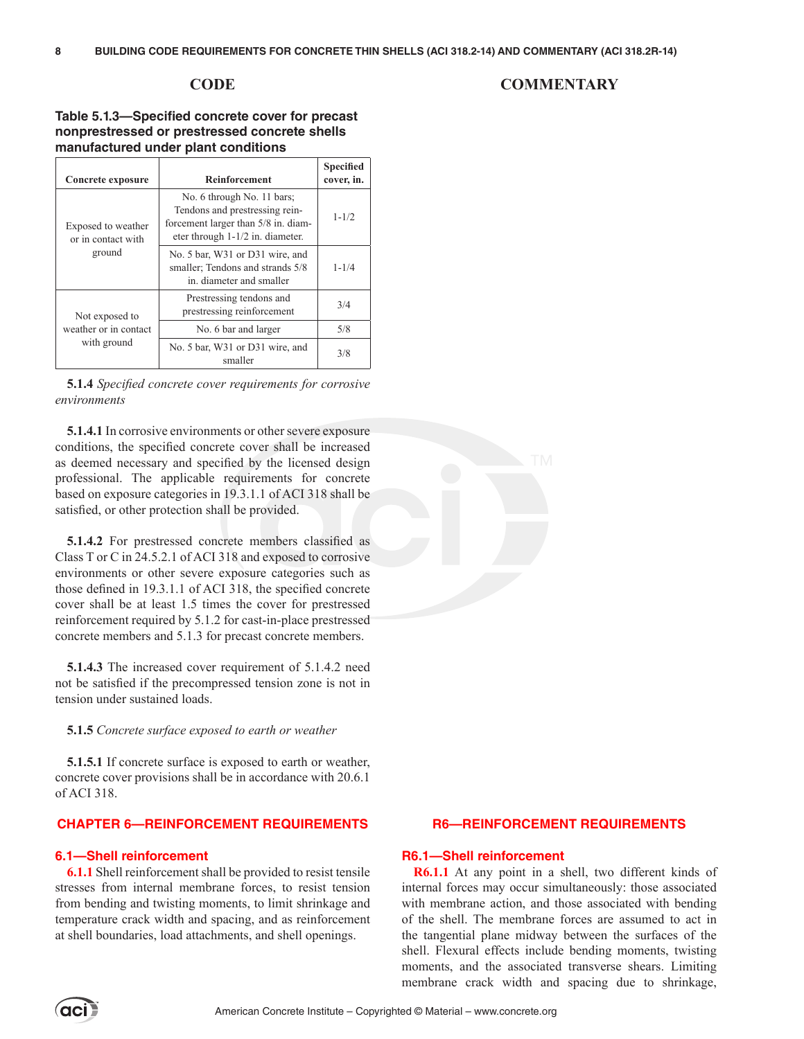**CODE**

**Table 5.1.3—Specified concrete cover for precast nonprestressed or prestressed concrete shells manufactured under plant conditions**

| Concrete exposure | Reinforcement | Specified cover, in. |
|---|---|---|
| Exposed to weather or in contact with ground | No. 6 through No. 11 bars; Tendons and prestressing reinforcement larger than 5/8 in. diameter through 1-1/2 in. diameter. | 1-1/2 |
| | No. 5 bar, W31 or D31 wire, and smaller; Tendons and strands 5/8 in. diameter and smaller | 1-1/4 |
| Not exposed to weather or in contact with ground | Prestressing tendons and prestressing reinforcement | 3/4 |
| | No. 6 bar and larger | 5/8 |
| | No. 5 bar, W31 or D31 wire, and smaller | 3/8 |

**5.1.4** *Specified concrete cover requirements for corrosive environments*

**5.1.4.1** In corrosive environments or other severe exposure conditions, the specified concrete cover shall be increased as deemed necessary and specified by the licensed design professional. The applicable requirements for concrete based on exposure categories in 19.3.1.1 of ACI 318 shall be satisfied, or other protection shall be provided.

**5.1.4.2** For prestressed concrete members classified as Class T or C in 24.5.2.1 of ACI 318 and exposed to corrosive environments or other severe exposure categories such as those defined in 19.3.1.1 of ACI 318, the specified concrete cover shall be at least 1.5 times the cover for prestressed reinforcement required by 5.1.2 for cast-in-place prestressed concrete members and 5.1.3 for precast concrete members.

**5.1.4.3** The increased cover requirement of 5.1.4.2 need not be satisfied if the precompressed tension zone is not in tension under sustained loads.

**5.1.5** *Concrete surface exposed to earth or weather*

**5.1.5.1** If concrete surface is exposed to earth or weather, concrete cover provisions shall be in accordance with 20.6.1 of ACI 318.

## CHAPTER 6—REINFORCEMENT REQUIREMENTS

### 6.1—Shell reinforcement

**6.1.1** Shell reinforcement shall be provided to resist tensile stresses from internal membrane forces, to resist tension from bending and twisting moments, to limit shrinkage and temperature crack width and spacing, and as reinforcement at shell boundaries, load attachments, and shell openings.

**COMMENTARY**

## R6—REINFORCEMENT REQUIREMENTS

### R6.1—Shell reinforcement

**R6.1.1** At any point in a shell, two different kinds of internal forces may occur simultaneously: those associated with membrane action, and those associated with bending of the shell. The membrane forces are assumed to act in the tangential plane midway between the surfaces of the shell. Flexural effects include bending moments, twisting moments, and the associated transverse shears. Limiting membrane crack width and spacing due to shrinkage,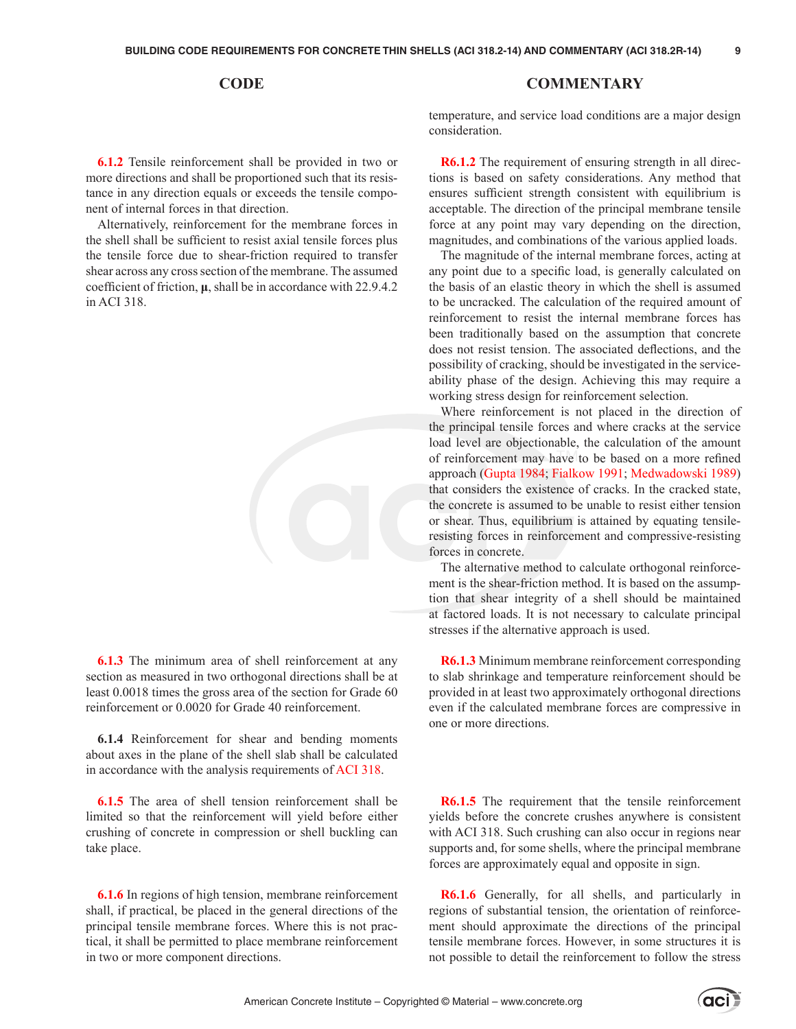## CODE

## COMMENTARY

temperature, and service load conditions are a major design consideration.

**6.1.2** Tensile reinforcement shall be provided in two or more directions and shall be proportioned such that its resistance in any direction equals or exceeds the tensile component of internal forces in that direction.

Alternatively, reinforcement for the membrane forces in the shell shall be sufficient to resist axial tensile forces plus the tensile force due to shear-friction required to transfer shear across any cross section of the membrane. The assumed coefficient of friction, **μ**, shall be in accordance with 22.9.4.2 in ACI 318.

**R6.1.2** The requirement of ensuring strength in all directions is based on safety considerations. Any method that ensures sufficient strength consistent with equilibrium is acceptable. The direction of the principal membrane tensile force at any point may vary depending on the direction, magnitudes, and combinations of the various applied loads.

The magnitude of the internal membrane forces, acting at any point due to a specific load, is generally calculated on the basis of an elastic theory in which the shell is assumed to be uncracked. The calculation of the required amount of reinforcement to resist the internal membrane forces has been traditionally based on the assumption that concrete does not resist tension. The associated deflections, and the possibility of cracking, should be investigated in the serviceability phase of the design. Achieving this may require a working stress design for reinforcement selection.

Where reinforcement is not placed in the direction of the principal tensile forces and where cracks at the service load level are objectionable, the calculation of the amount of reinforcement may have to be based on a more refined approach (Gupta 1984; Fialkow 1991; Medwadowski 1989) that considers the existence of cracks. In the cracked state, the concrete is assumed to be unable to resist either tension or shear. Thus, equilibrium is attained by equating tensile-resisting forces in reinforcement and compressive-resisting forces in concrete.

The alternative method to calculate orthogonal reinforcement is the shear-friction method. It is based on the assumption that shear integrity of a shell should be maintained at factored loads. It is not necessary to calculate principal stresses if the alternative approach is used.

**6.1.3** The minimum area of shell reinforcement at any section as measured in two orthogonal directions shall be at least 0.0018 times the gross area of the section for Grade 60 reinforcement or 0.0020 for Grade 40 reinforcement.

**R6.1.3** Minimum membrane reinforcement corresponding to slab shrinkage and temperature reinforcement should be provided in at least two approximately orthogonal directions even if the calculated membrane forces are compressive in one or more directions.

**6.1.4** Reinforcement for shear and bending moments about axes in the plane of the shell slab shall be calculated in accordance with the analysis requirements of ACI 318.

**6.1.5** The area of shell tension reinforcement shall be limited so that the reinforcement will yield before either crushing of concrete in compression or shell buckling can take place.

**R6.1.5** The requirement that the tensile reinforcement yields before the concrete crushes anywhere is consistent with ACI 318. Such crushing can also occur in regions near supports and, for some shells, where the principal membrane forces are approximately equal and opposite in sign.

**6.1.6** In regions of high tension, membrane reinforcement shall, if practical, be placed in the general directions of the principal tensile membrane forces. Where this is not practical, it shall be permitted to place membrane reinforcement in two or more component directions.

**R6.1.6** Generally, for all shells, and particularly in regions of substantial tension, the orientation of reinforcement should approximate the directions of the principal tensile membrane forces. However, in some structures it is not possible to detail the reinforcement to follow the stress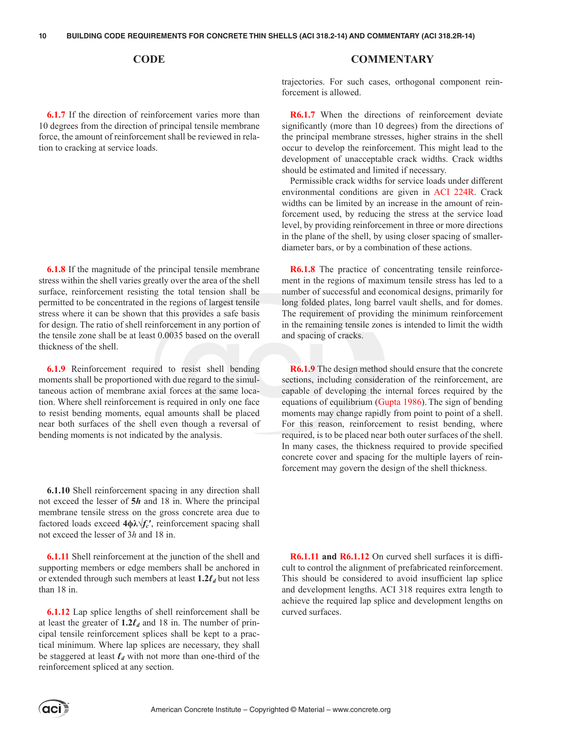## CODE / COMMENTARY

trajectories. For such cases, orthogonal component reinforcement is allowed.

**6.1.7** If the direction of reinforcement varies more than 10 degrees from the direction of principal tensile membrane force, the amount of reinforcement shall be reviewed in relation to cracking at service loads.

**R6.1.7** When the directions of reinforcement deviate significantly (more than 10 degrees) from the directions of the principal membrane stresses, higher strains in the shell occur to develop the reinforcement. This might lead to the development of unacceptable crack widths. Crack widths should be estimated and limited if necessary.

Permissible crack widths for service loads under different environmental conditions are given in ACI 224R. Crack widths can be limited by an increase in the amount of reinforcement used, by reducing the stress at the service load level, by providing reinforcement in three or more directions in the plane of the shell, by using closer spacing of smaller-diameter bars, or by a combination of these actions.

**6.1.8** If the magnitude of the principal tensile membrane stress within the shell varies greatly over the area of the shell surface, reinforcement resisting the total tension shall be permitted to be concentrated in the regions of largest tensile stress where it can be shown that this provides a safe basis for design. The ratio of shell reinforcement in any portion of the tensile zone shall be at least 0.0035 based on the overall thickness of the shell.

**R6.1.8** The practice of concentrating tensile reinforcement in the regions of maximum tensile stress has led to a number of successful and economical designs, primarily for long folded plates, long barrel vault shells, and for domes. The requirement of providing the minimum reinforcement in the remaining tensile zones is intended to limit the width and spacing of cracks.

**6.1.9** Reinforcement required to resist shell bending moments shall be proportioned with due regard to the simultaneous action of membrane axial forces at the same location. Where shell reinforcement is required in only one face to resist bending moments, equal amounts shall be placed near both surfaces of the shell even though a reversal of bending moments is not indicated by the analysis.

**R6.1.9** The design method should ensure that the concrete sections, including consideration of the reinforcement, are capable of developing the internal forces required by the equations of equilibrium (Gupta 1986). The sign of bending moments may change rapidly from point to point of a shell. For this reason, reinforcement to resist bending, where required, is to be placed near both outer surfaces of the shell. In many cases, the thickness required to provide specified concrete cover and spacing for the multiple layers of reinforcement may govern the design of the shell thickness.

**6.1.10** Shell reinforcement spacing in any direction shall not exceed the lesser of $5h$ and 18 in. Where the principal membrane tensile stress on the gross concrete area due to factored loads exceed $4\phi\lambda\sqrt{f_c'}$, reinforcement spacing shall not exceed the lesser of $3h$ and 18 in.

**6.1.11** Shell reinforcement at the junction of the shell and supporting members or edge members shall be anchored in or extended through such members at least $1.2\ell_d$ but not less than 18 in.

**6.1.12** Lap splice lengths of shell reinforcement shall be at least the greater of $1.2\ell_d$ and 18 in. The number of principal tensile reinforcement splices shall be kept to a practical minimum. Where lap splices are necessary, they shall be staggered at least $\ell_d$ with not more than one-third of the reinforcement spliced at any section.

**R6.1.11 and R6.1.12** On curved shell surfaces it is difficult to control the alignment of prefabricated reinforcement. This should be considered to avoid insufficient lap splice and development lengths. ACI 318 requires extra length to achieve the required lap splice and development lengths on curved surfaces.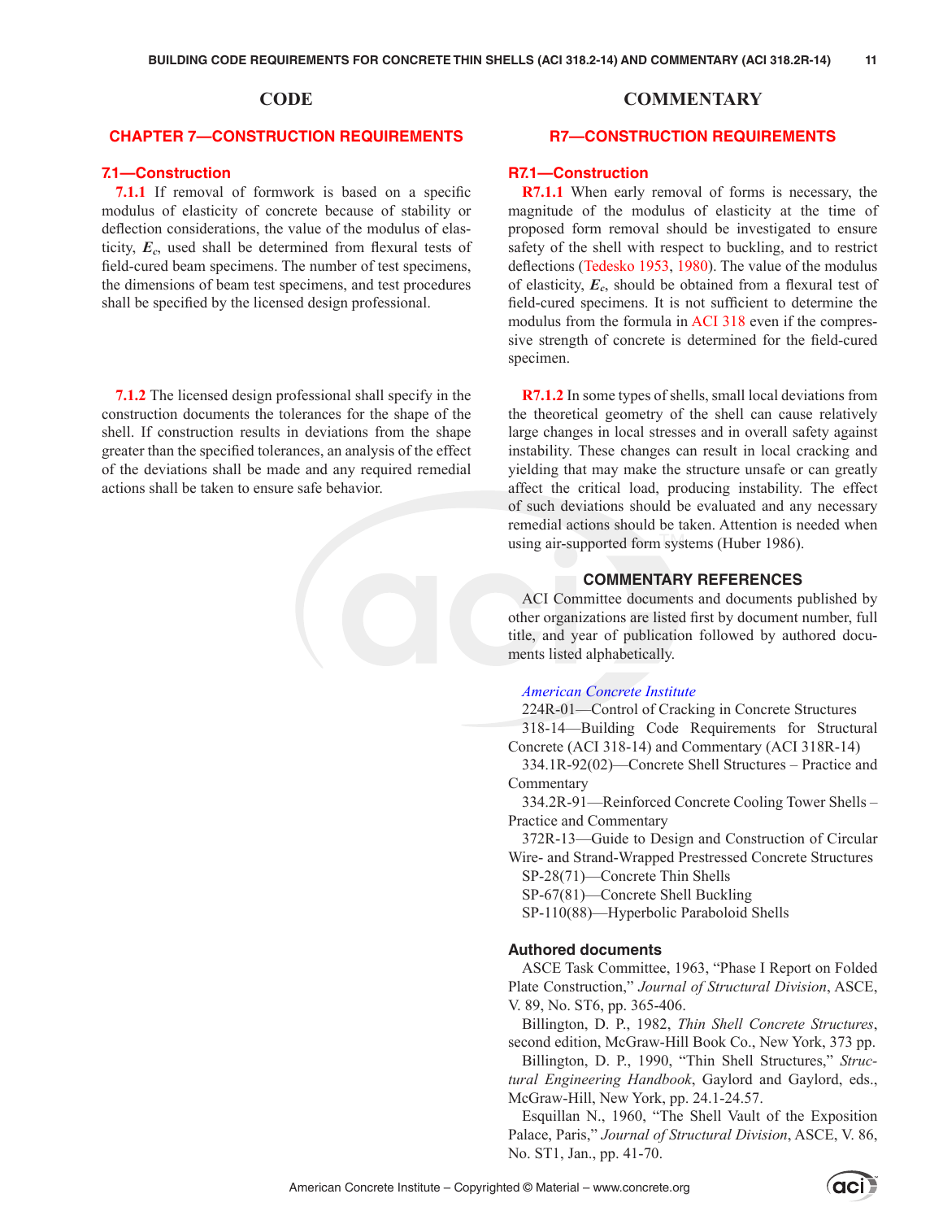## CODE

## CHAPTER 7—CONSTRUCTION REQUIREMENTS

### 7.1—Construction

**7.1.1** If removal of formwork is based on a specific modulus of elasticity of concrete because of stability or deflection considerations, the value of the modulus of elasticity, $E_c$, used shall be determined from flexural tests of field-cured beam specimens. The number of test specimens, the dimensions of beam test specimens, and test procedures shall be specified by the licensed design professional.

**7.1.2** The licensed design professional shall specify in the construction documents the tolerances for the shape of the shell. If construction results in deviations from the shape greater than the specified tolerances, an analysis of the effect of the deviations shall be made and any required remedial actions shall be taken to ensure safe behavior.

## COMMENTARY

## R7—CONSTRUCTION REQUIREMENTS

### R7.1—Construction

**R7.1.1** When early removal of forms is necessary, the magnitude of the modulus of elasticity at the time of proposed form removal should be investigated to ensure safety of the shell with respect to buckling, and to restrict deflections (Tedesko 1953, 1980). The value of the modulus of elasticity, $E_c$, should be obtained from a flexural test of field-cured specimens. It is not sufficient to determine the modulus from the formula in ACI 318 even if the compressive strength of concrete is determined for the field-cured specimen.

**R7.1.2** In some types of shells, small local deviations from the theoretical geometry of the shell can cause relatively large changes in local stresses and in overall safety against instability. These changes can result in local cracking and yielding that may make the structure unsafe or can greatly affect the critical load, producing instability. The effect of such deviations should be evaluated and any necessary remedial actions should be taken. Attention is needed when using air-supported form systems (Huber 1986).

### COMMENTARY REFERENCES

ACI Committee documents and documents published by other organizations are listed first by document number, full title, and year of publication followed by authored documents listed alphabetically.

*American Concrete Institute*

224R-01—Control of Cracking in Concrete Structures

318-14—Building Code Requirements for Structural Concrete (ACI 318-14) and Commentary (ACI 318R-14)

334.1R-92(02)—Concrete Shell Structures – Practice and Commentary

334.2R-91—Reinforced Concrete Cooling Tower Shells – Practice and Commentary

372R-13—Guide to Design and Construction of Circular Wire- and Strand-Wrapped Prestressed Concrete Structures

SP-28(71)—Concrete Thin Shells

SP-67(81)—Concrete Shell Buckling

SP-110(88)—Hyperbolic Paraboloid Shells

### Authored documents

ASCE Task Committee, 1963, "Phase I Report on Folded Plate Construction," *Journal of Structural Division*, ASCE, V. 89, No. ST6, pp. 365-406.

Billington, D. P., 1982, *Thin Shell Concrete Structures*, second edition, McGraw-Hill Book Co., New York, 373 pp.

Billington, D. P., 1990, "Thin Shell Structures," *Structural Engineering Handbook*, Gaylord and Gaylord, eds., McGraw-Hill, New York, pp. 24.1-24.57.

Esquillan N., 1960, "The Shell Vault of the Exposition Palace, Paris," *Journal of Structural Division*, ASCE, V. 86, No. ST1, Jan., pp. 41-70.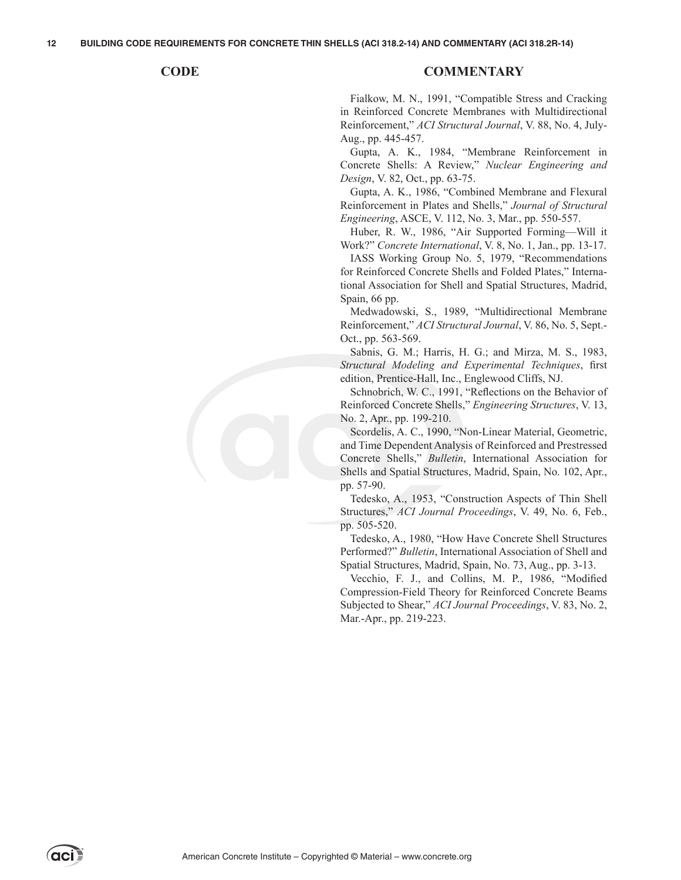## CODE

## COMMENTARY

Fialkow, M. N., 1991, "Compatible Stress and Cracking in Reinforced Concrete Membranes with Multidirectional Reinforcement," *ACI Structural Journal*, V. 88, No. 4, July-Aug., pp. 445-457.

Gupta, A. K., 1984, "Membrane Reinforcement in Concrete Shells: A Review," *Nuclear Engineering and Design*, V. 82, Oct., pp. 63-75.

Gupta, A. K., 1986, "Combined Membrane and Flexural Reinforcement in Plates and Shells," *Journal of Structural Engineering*, ASCE, V. 112, No. 3, Mar., pp. 550-557.

Huber, R. W., 1986, "Air Supported Forming—Will it Work?" *Concrete International*, V. 8, No. 1, Jan., pp. 13-17.

IASS Working Group No. 5, 1979, "Recommendations for Reinforced Concrete Shells and Folded Plates," International Association for Shell and Spatial Structures, Madrid, Spain, 66 pp.

Medwadowski, S., 1989, "Multidirectional Membrane Reinforcement," *ACI Structural Journal*, V. 86, No. 5, Sept.-Oct., pp. 563-569.

Sabnis, G. M.; Harris, H. G.; and Mirza, M. S., 1983, *Structural Modeling and Experimental Techniques*, first edition, Prentice-Hall, Inc., Englewood Cliffs, NJ.

Schnobrich, W. C., 1991, "Reflections on the Behavior of Reinforced Concrete Shells," *Engineering Structures*, V. 13, No. 2, Apr., pp. 199-210.

Scordelis, A. C., 1990, "Non-Linear Material, Geometric, and Time Dependent Analysis of Reinforced and Prestressed Concrete Shells," *Bulletin*, International Association for Shells and Spatial Structures, Madrid, Spain, No. 102, Apr., pp. 57-90.

Tedesko, A., 1953, "Construction Aspects of Thin Shell Structures," *ACI Journal Proceedings*, V. 49, No. 6, Feb., pp. 505-520.

Tedesko, A., 1980, "How Have Concrete Shell Structures Performed?" *Bulletin*, International Association of Shell and Spatial Structures, Madrid, Spain, No. 73, Aug., pp. 3-13.

Vecchio, F. J., and Collins, M. P., 1986, "Modified Compression-Field Theory for Reinforced Concrete Beams Subjected to Shear," *ACI Journal Proceedings*, V. 83, No. 2, Mar.-Apr., pp. 219-223.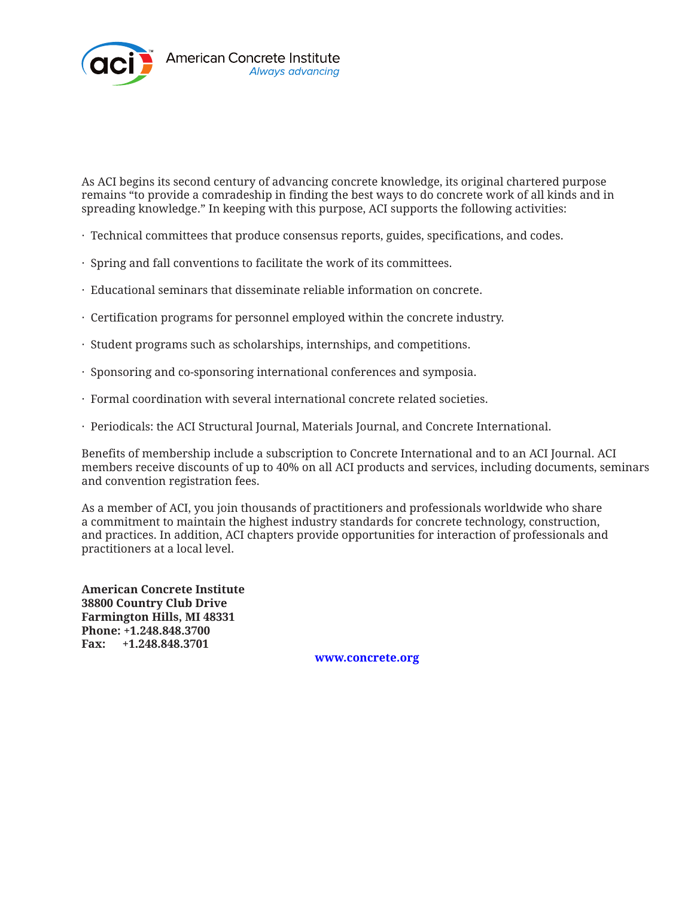American Concrete Institute
*Always advancing*

As ACI begins its second century of advancing concrete knowledge, its original chartered purpose remains "to provide a comradeship in finding the best ways to do concrete work of all kinds and in spreading knowledge." In keeping with this purpose, ACI supports the following activities:

- Technical committees that produce consensus reports, guides, specifications, and codes.
- Spring and fall conventions to facilitate the work of its committees.
- Educational seminars that disseminate reliable information on concrete.
- Certification programs for personnel employed within the concrete industry.
- Student programs such as scholarships, internships, and competitions.
- Sponsoring and co-sponsoring international conferences and symposia.
- Formal coordination with several international concrete related societies.
- Periodicals: the ACI Structural Journal, Materials Journal, and Concrete International.

Benefits of membership include a subscription to Concrete International and to an ACI Journal. ACI members receive discounts of up to 40% on all ACI products and services, including documents, seminars and convention registration fees.

As a member of ACI, you join thousands of practitioners and professionals worldwide who share a commitment to maintain the highest industry standards for concrete technology, construction, and practices. In addition, ACI chapters provide opportunities for interaction of professionals and practitioners at a local level.

**American Concrete Institute**
**38800 Country Club Drive**
**Farmington Hills, MI 48331**
**Phone: +1.248.848.3700**
**Fax: +1.248.848.3701**

**www.concrete.org**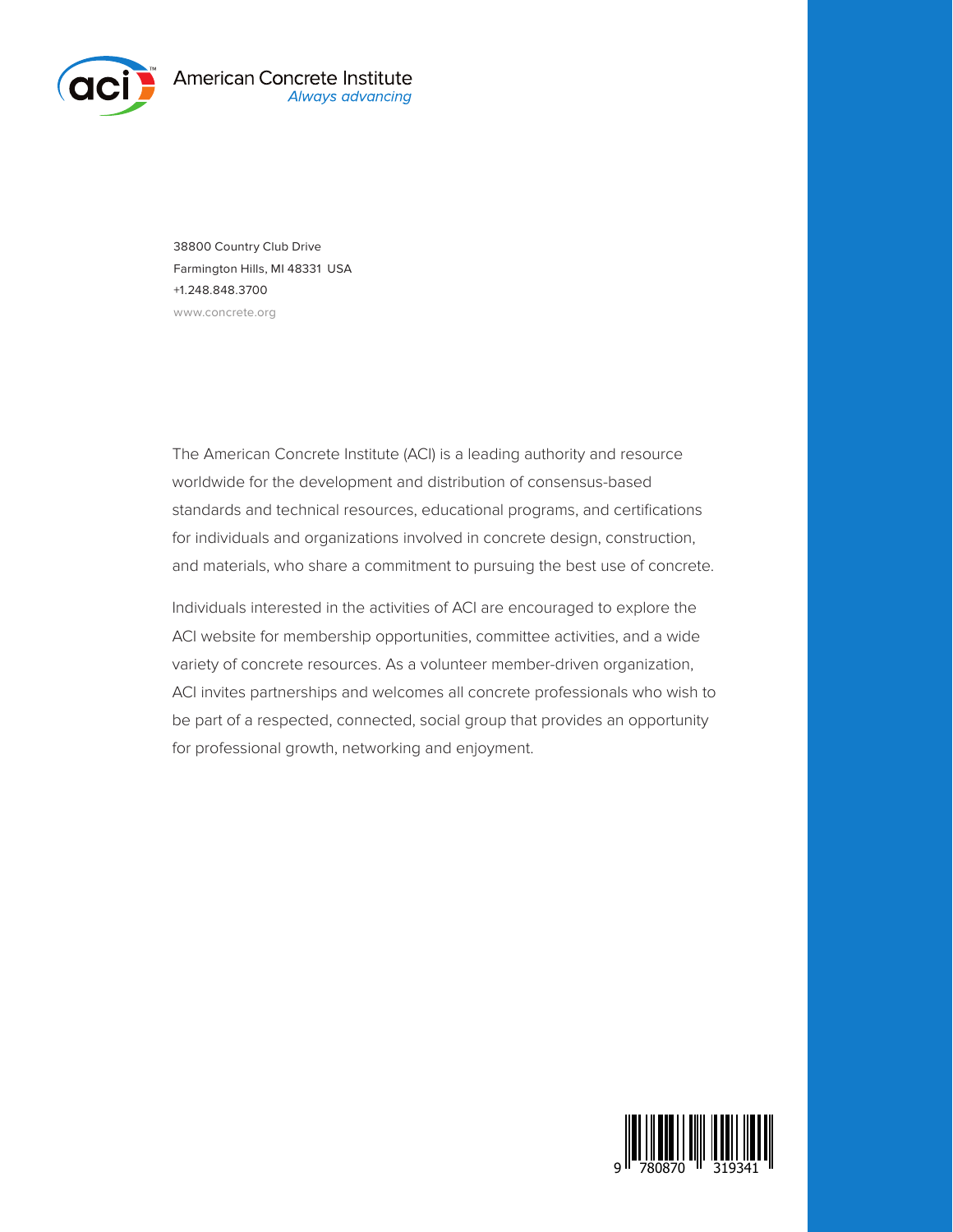American Concrete Institute
*Always advancing*

38800 Country Club Drive
Farmington Hills, MI 48331 USA
+1.248.848.3700
www.concrete.org

The American Concrete Institute (ACI) is a leading authority and resource worldwide for the development and distribution of consensus-based standards and technical resources, educational programs, and certifications for individuals and organizations involved in concrete design, construction, and materials, who share a commitment to pursuing the best use of concrete.

Individuals interested in the activities of ACI are encouraged to explore the ACI website for membership opportunities, committee activities, and a wide variety of concrete resources. As a volunteer member-driven organization, ACI invites partnerships and welcomes all concrete professionals who wish to be part of a respected, connected, social group that provides an opportunity for professional growth, networking and enjoyment.

9 780870 319341